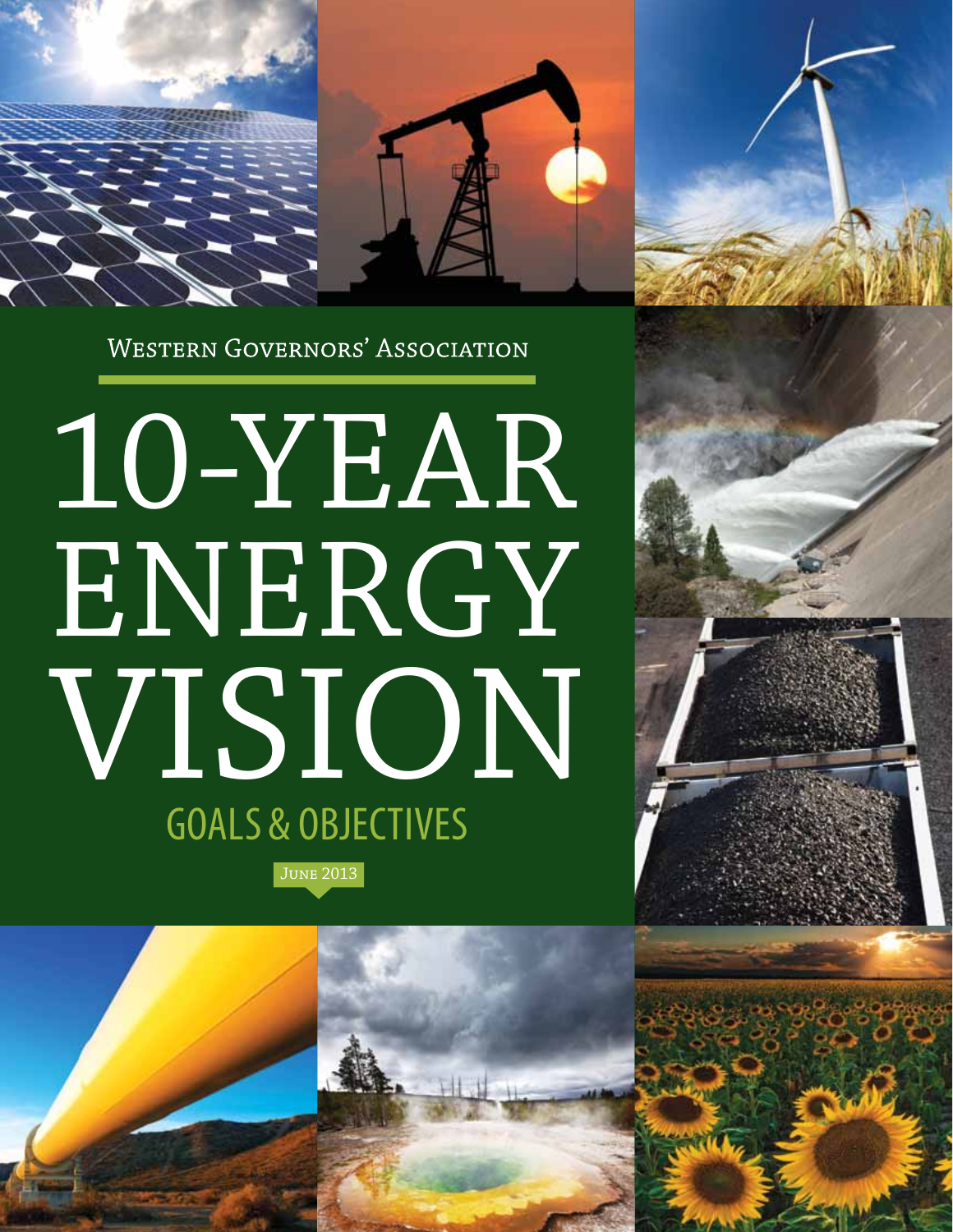Western Governors' Association

# 10-YEAR ENERGY VISION

## GOALS & OBJECTIVES

June 2013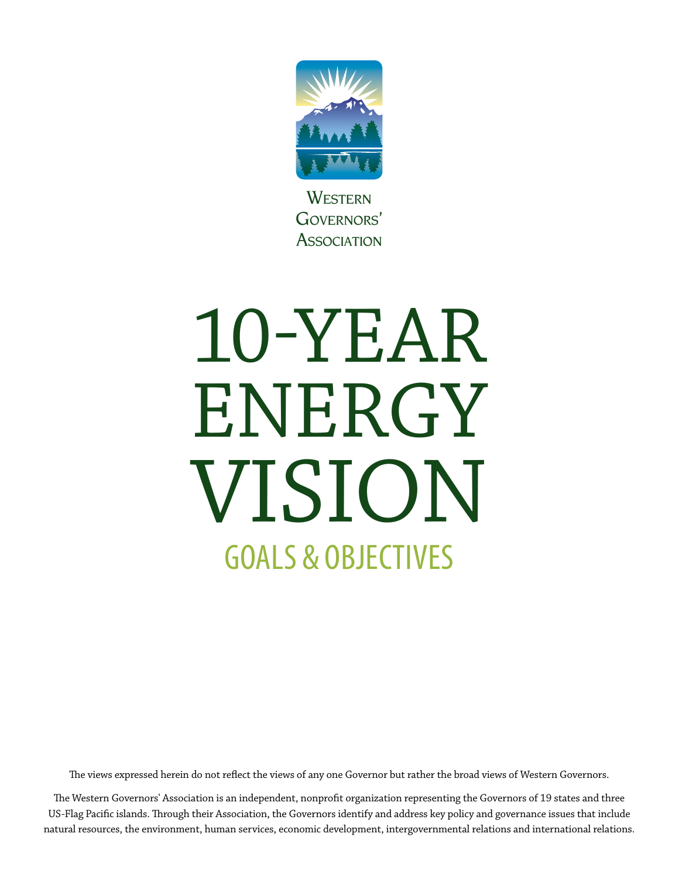Western Governors' Association

# 10-YEAR ENERGY VISION

## GOALS & OBJECTIVES

The views expressed herein do not reflect the views of any one Governor but rather the broad views of Western Governors.

The Western Governors' Association is an independent, nonprofit organization representing the Governors of 19 states and three US-Flag Pacific islands. Through their Association, the Governors identify and address key policy and governance issues that include natural resources, the environment, human services, economic development, intergovernmental relations and international relations.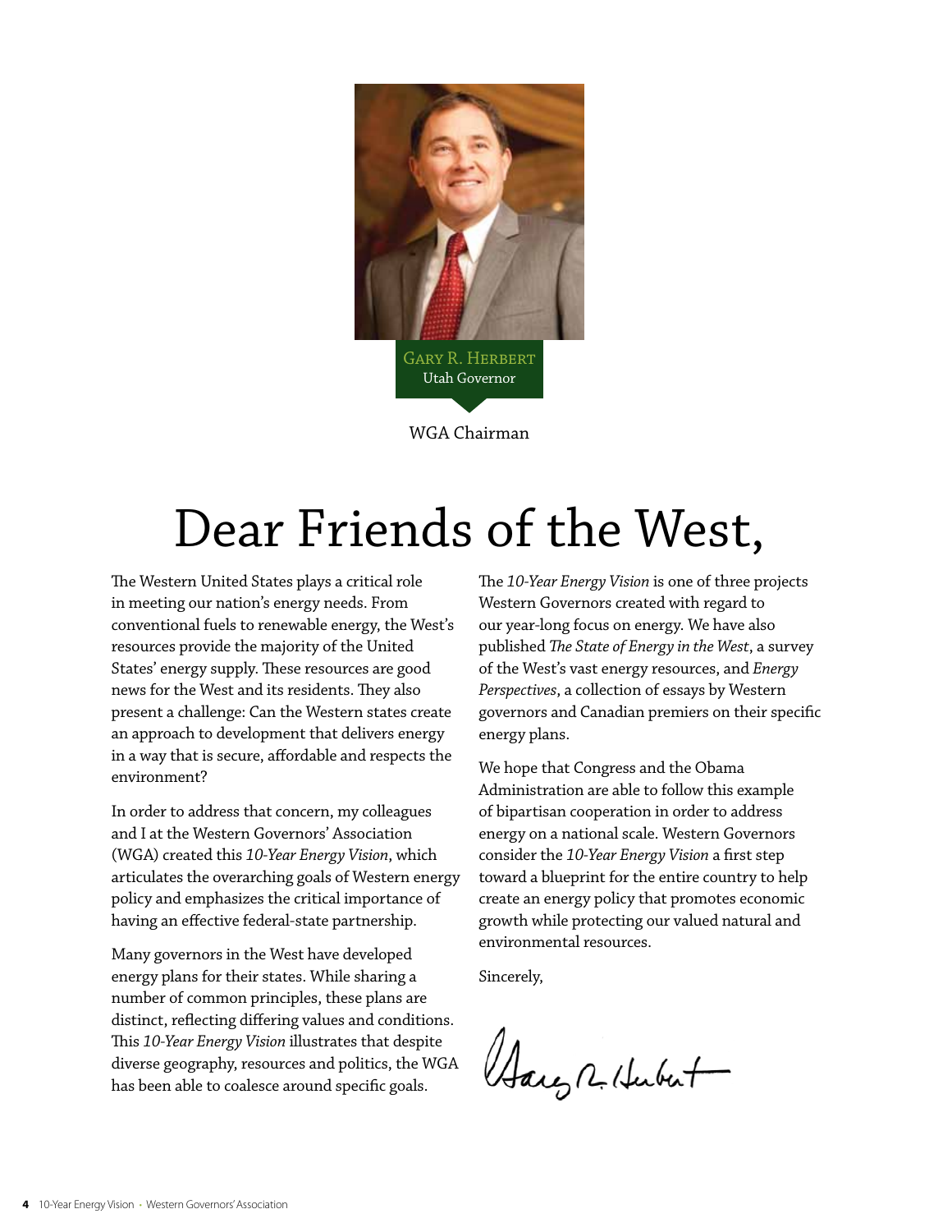Gary R. Herbert
Utah Governor

WGA Chairman

# Dear Friends of the West,

The Western United States plays a critical role in meeting our nation's energy needs. From conventional fuels to renewable energy, the West's resources provide the majority of the United States' energy supply. These resources are good news for the West and its residents. They also present a challenge: Can the Western states create an approach to development that delivers energy in a way that is secure, affordable and respects the environment?

In order to address that concern, my colleagues and I at the Western Governors' Association (WGA) created this *10-Year Energy Vision*, which articulates the overarching goals of Western energy policy and emphasizes the critical importance of having an effective federal-state partnership.

Many governors in the West have developed energy plans for their states. While sharing a number of common principles, these plans are distinct, reflecting differing values and conditions. This *10-Year Energy Vision* illustrates that despite diverse geography, resources and politics, the WGA has been able to coalesce around specific goals.

The *10-Year Energy Vision* is one of three projects Western Governors created with regard to our year-long focus on energy. We have also published *The State of Energy in the West*, a survey of the West's vast energy resources, and *Energy Perspectives*, a collection of essays by Western governors and Canadian premiers on their specific energy plans.

We hope that Congress and the Obama Administration are able to follow this example of bipartisan cooperation in order to address energy on a national scale. Western Governors consider the *10-Year Energy Vision* a first step toward a blueprint for the entire country to help create an energy policy that promotes economic growth while protecting our valued natural and environmental resources.

Sincerely,

Gary R. Herbert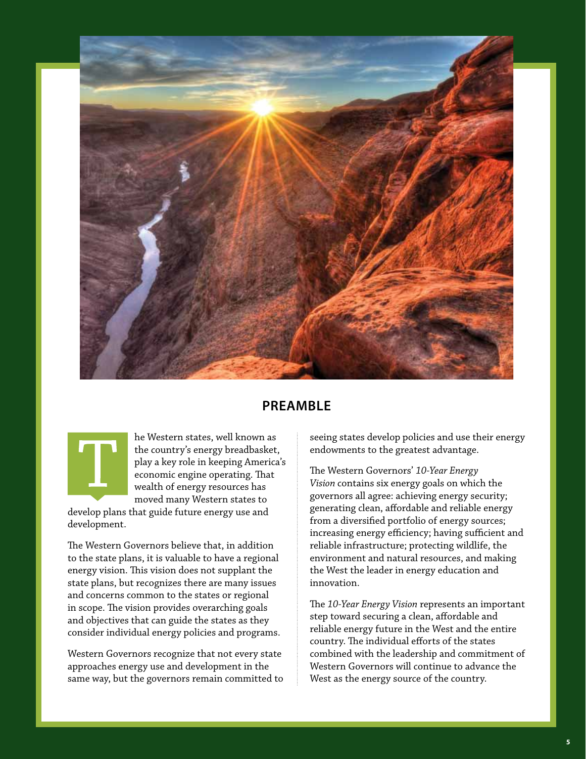## PREAMBLE

The Western states, well known as the country's energy breadbasket, play a key role in keeping America's economic engine operating. That wealth of energy resources has moved many Western states to develop plans that guide future energy use and development.

The Western Governors believe that, in addition to the state plans, it is valuable to have a regional energy vision. This vision does not supplant the state plans, but recognizes there are many issues and concerns common to the states or regional in scope. The vision provides overarching goals and objectives that can guide the states as they consider individual energy policies and programs.

Western Governors recognize that not every state approaches energy use and development in the same way, but the governors remain committed to seeing states develop policies and use their energy endowments to the greatest advantage.

The Western Governors' *10-Year Energy Vision* contains six energy goals on which the governors all agree: achieving energy security; generating clean, affordable and reliable energy from a diversified portfolio of energy sources; increasing energy efficiency; having sufficient and reliable infrastructure; protecting wildlife, the environment and natural resources, and making the West the leader in energy education and innovation.

The *10-Year Energy Vision* represents an important step toward securing a clean, affordable and reliable energy future in the West and the entire country. The individual efforts of the states combined with the leadership and commitment of Western Governors will continue to advance the West as the energy source of the country.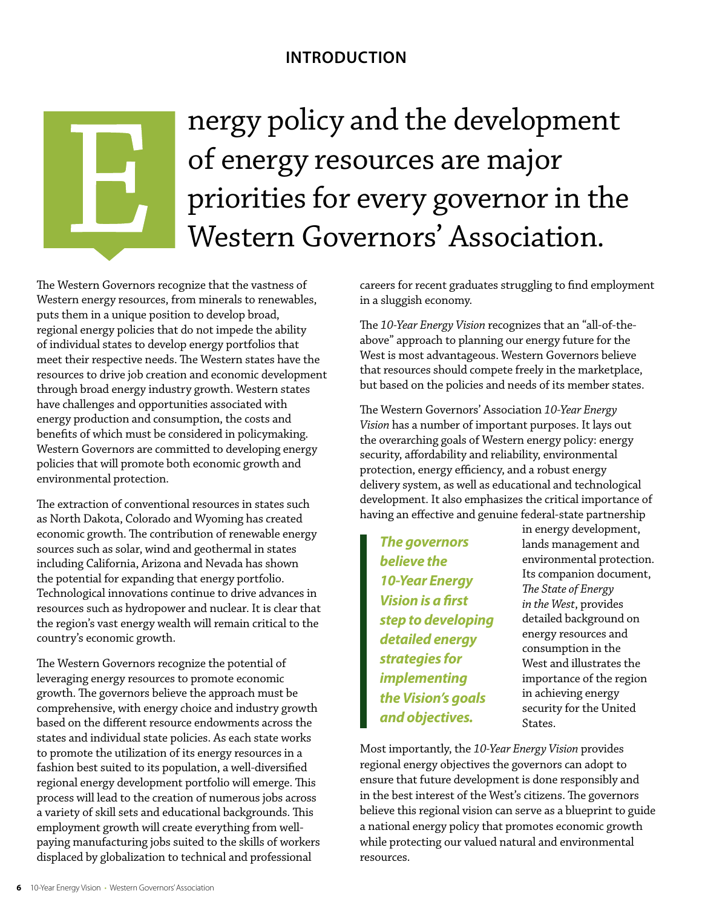## INTRODUCTION

# Energy policy and the development of energy resources are major priorities for every governor in the Western Governors' Association.

The Western Governors recognize that the vastness of Western energy resources, from minerals to renewables, puts them in a unique position to develop broad, regional energy policies that do not impede the ability of individual states to develop energy portfolios that meet their respective needs. The Western states have the resources to drive job creation and economic development through broad energy industry growth. Western states have challenges and opportunities associated with energy production and consumption, the costs and benefits of which must be considered in policymaking. Western Governors are committed to developing energy policies that will promote both economic growth and environmental protection.

The extraction of conventional resources in states such as North Dakota, Colorado and Wyoming has created economic growth. The contribution of renewable energy sources such as solar, wind and geothermal in states including California, Arizona and Nevada has shown the potential for expanding that energy portfolio. Technological innovations continue to drive advances in resources such as hydropower and nuclear. It is clear that the region's vast energy wealth will remain critical to the country's economic growth.

The Western Governors recognize the potential of leveraging energy resources to promote economic growth. The governors believe the approach must be comprehensive, with energy choice and industry growth based on the different resource endowments across the states and individual state policies. As each state works to promote the utilization of its energy resources in a fashion best suited to its population, a well-diversified regional energy development portfolio will emerge. This process will lead to the creation of numerous jobs across a variety of skill sets and educational backgrounds. This employment growth will create everything from well-paying manufacturing jobs suited to the skills of workers displaced by globalization to technical and professional careers for recent graduates struggling to find employment in a sluggish economy.

The *10-Year Energy Vision* recognizes that an "all-of-the-above" approach to planning our energy future for the West is most advantageous. Western Governors believe that resources should compete freely in the marketplace, but based on the policies and needs of its member states.

The Western Governors' Association *10-Year Energy Vision* has a number of important purposes. It lays out the overarching goals of Western energy policy: energy security, affordability and reliability, environmental protection, energy efficiency, and a robust energy delivery system, as well as educational and technological development. It also emphasizes the critical importance of having an effective and genuine federal-state partnership in energy development, lands management and environmental protection. Its companion document, *The State of Energy in the West*, provides detailed background on energy resources and consumption in the West and illustrates the importance of the region in achieving energy security for the United States.

> ***The governors believe the 10-Year Energy Vision is a first step to developing detailed energy strategies for implementing the Vision's goals and objectives.***

Most importantly, the *10-Year Energy Vision* provides regional energy objectives the governors can adopt to ensure that future development is done responsibly and in the best interest of the West's citizens. The governors believe this regional vision can serve as a blueprint to guide a national energy policy that promotes economic growth while protecting our valued natural and environmental resources.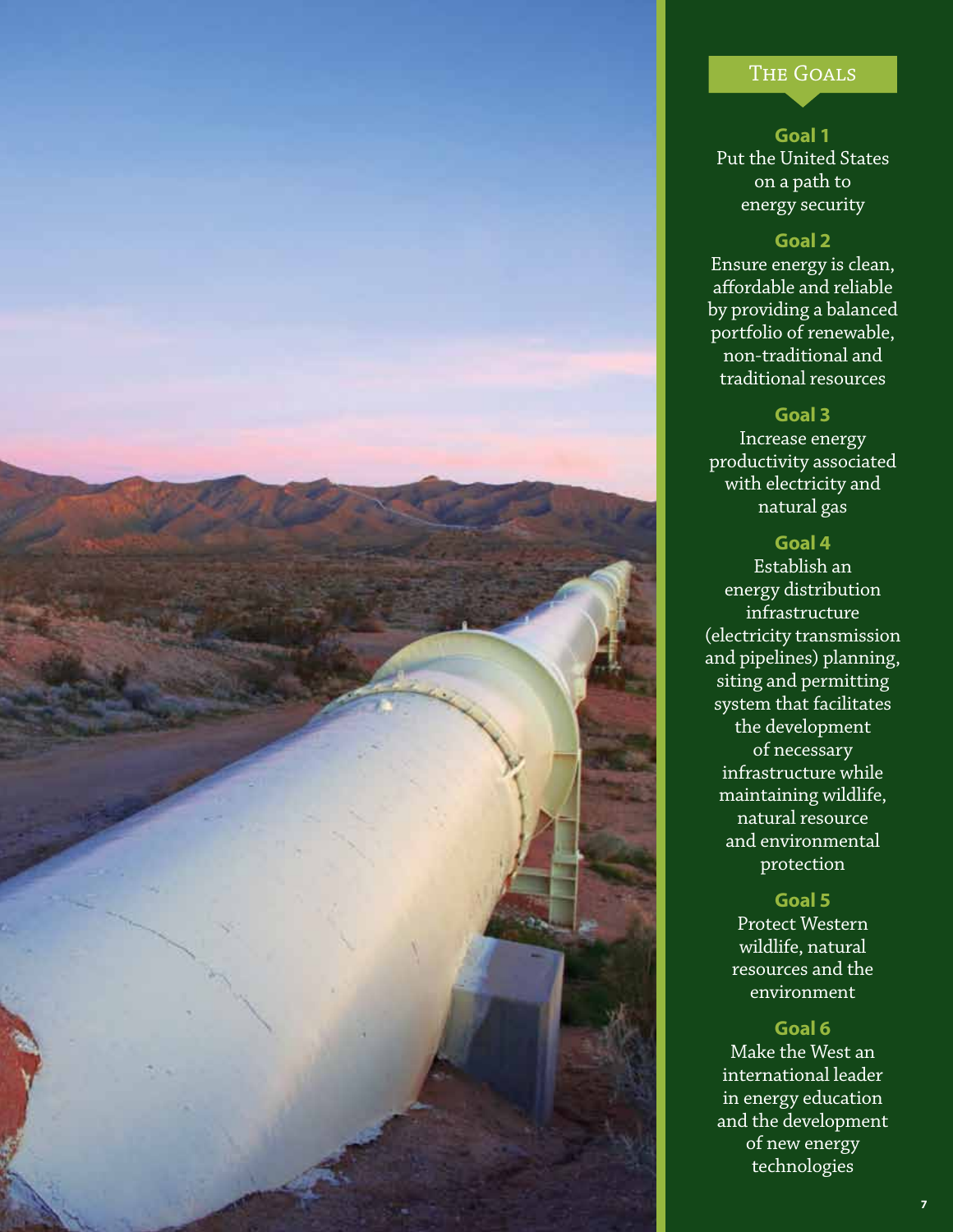## The Goals

**Goal 1**
Put the United States on a path to energy security

**Goal 2**
Ensure energy is clean, affordable and reliable by providing a balanced portfolio of renewable, non-traditional and traditional resources

**Goal 3**
Increase energy productivity associated with electricity and natural gas

**Goal 4**
Establish an energy distribution infrastructure (electricity transmission and pipelines) planning, siting and permitting system that facilitates the development of necessary infrastructure while maintaining wildlife, natural resource and environmental protection

**Goal 5**
Protect Western wildlife, natural resources and the environment

**Goal 6**
Make the West an international leader in energy education and the development of new energy technologies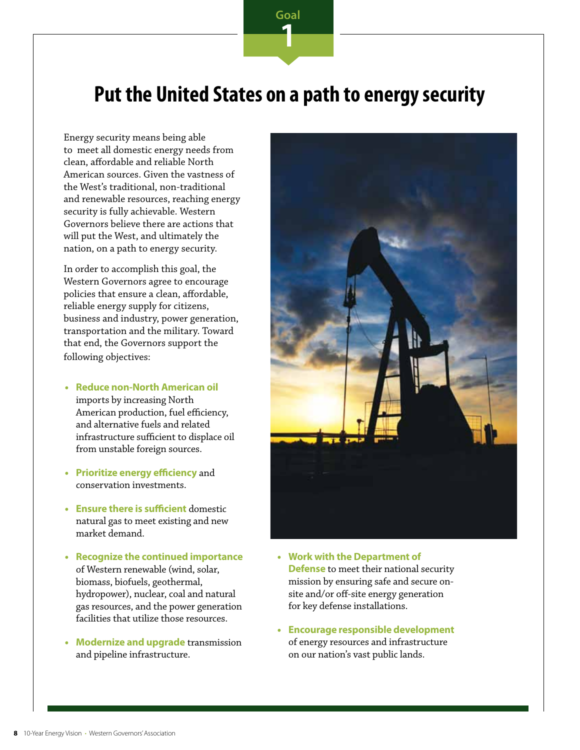Goal 1

# Put the United States on a path to energy security

Energy security means being able to meet all domestic energy needs from clean, affordable and reliable North American sources. Given the vastness of the West's traditional, non-traditional and renewable resources, reaching energy security is fully achievable. Western Governors believe there are actions that will put the West, and ultimately the nation, on a path to energy security.

In order to accomplish this goal, the Western Governors agree to encourage policies that ensure a clean, affordable, reliable energy supply for citizens, business and industry, power generation, transportation and the military. Toward that end, the Governors support the following objectives:

- **Reduce non-North American oil** imports by increasing North American production, fuel efficiency, and alternative fuels and related infrastructure sufficient to displace oil from unstable foreign sources.
- **Prioritize energy efficiency** and conservation investments.
- **Ensure there is sufficient** domestic natural gas to meet existing and new market demand.
- **Recognize the continued importance** of Western renewable (wind, solar, biomass, biofuels, geothermal, hydropower), nuclear, coal and natural gas resources, and the power generation facilities that utilize those resources.
- **Modernize and upgrade** transmission and pipeline infrastructure.
- **Work with the Department of Defense** to meet their national security mission by ensuring safe and secure on-site and/or off-site energy generation for key defense installations.
- **Encourage responsible development** of energy resources and infrastructure on our nation's vast public lands.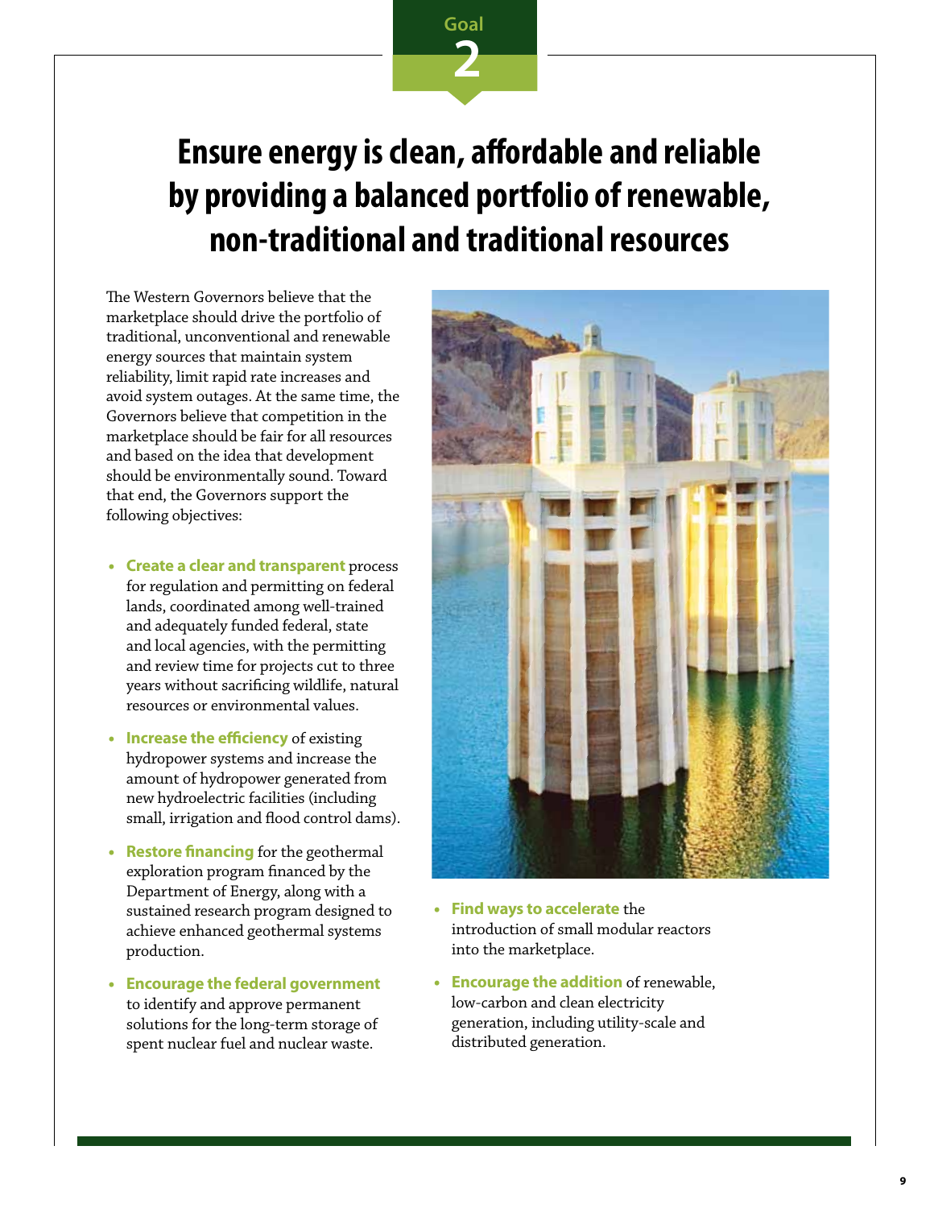Goal 2

# Ensure energy is clean, affordable and reliable by providing a balanced portfolio of renewable, non-traditional and traditional resources

The Western Governors believe that the marketplace should drive the portfolio of traditional, unconventional and renewable energy sources that maintain system reliability, limit rapid rate increases and avoid system outages. At the same time, the Governors believe that competition in the marketplace should be fair for all resources and based on the idea that development should be environmentally sound. Toward that end, the Governors support the following objectives:

- **Create a clear and transparent** process for regulation and permitting on federal lands, coordinated among well-trained and adequately funded federal, state and local agencies, with the permitting and review time for projects cut to three years without sacrificing wildlife, natural resources or environmental values.
- **Increase the efficiency** of existing hydropower systems and increase the amount of hydropower generated from new hydroelectric facilities (including small, irrigation and flood control dams).
- **Restore financing** for the geothermal exploration program financed by the Department of Energy, along with a sustained research program designed to achieve enhanced geothermal systems production.
- **Encourage the federal government** to identify and approve permanent solutions for the long-term storage of spent nuclear fuel and nuclear waste.
- **Find ways to accelerate** the introduction of small modular reactors into the marketplace.
- **Encourage the addition** of renewable, low-carbon and clean electricity generation, including utility-scale and distributed generation.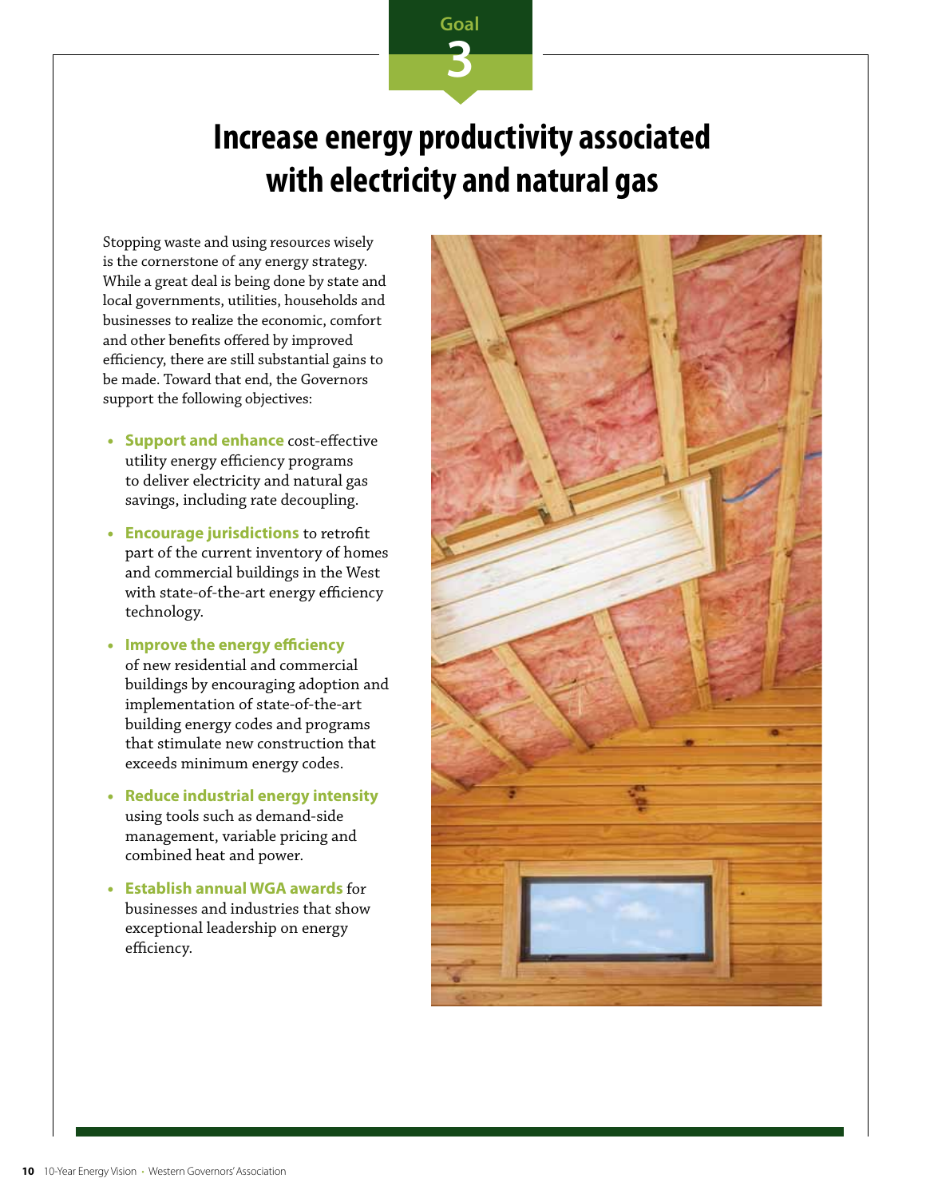Goal 3

# Increase energy productivity associated with electricity and natural gas

Stopping waste and using resources wisely is the cornerstone of any energy strategy. While a great deal is being done by state and local governments, utilities, households and businesses to realize the economic, comfort and other benefits offered by improved efficiency, there are still substantial gains to be made. Toward that end, the Governors support the following objectives:

- **Support and enhance** cost-effective utility energy efficiency programs to deliver electricity and natural gas savings, including rate decoupling.
- **Encourage jurisdictions** to retrofit part of the current inventory of homes and commercial buildings in the West with state-of-the-art energy efficiency technology.
- **Improve the energy efficiency** of new residential and commercial buildings by encouraging adoption and implementation of state-of-the-art building energy codes and programs that stimulate new construction that exceeds minimum energy codes.
- **Reduce industrial energy intensity** using tools such as demand-side management, variable pricing and combined heat and power.
- **Establish annual WGA awards** for businesses and industries that show exceptional leadership on energy efficiency.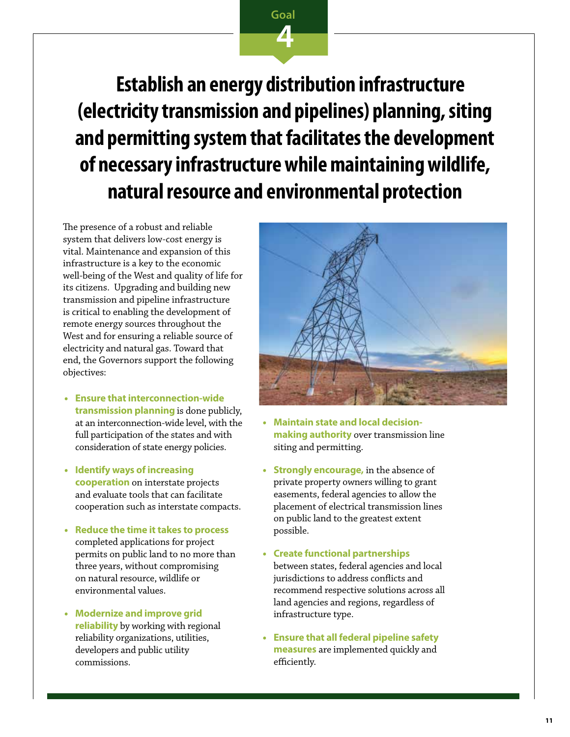Goal 4

# Establish an energy distribution infrastructure (electricity transmission and pipelines) planning, siting and permitting system that facilitates the development of necessary infrastructure while maintaining wildlife, natural resource and environmental protection

The presence of a robust and reliable system that delivers low-cost energy is vital. Maintenance and expansion of this infrastructure is a key to the economic well-being of the West and quality of life for its citizens. Upgrading and building new transmission and pipeline infrastructure is critical to enabling the development of remote energy sources throughout the West and for ensuring a reliable source of electricity and natural gas. Toward that end, the Governors support the following objectives:

- **Ensure that interconnection-wide transmission planning** is done publicly, at an interconnection-wide level, with the full participation of the states and with consideration of state energy policies.
- **Identify ways of increasing cooperation** on interstate projects and evaluate tools that can facilitate cooperation such as interstate compacts.
- **Reduce the time it takes to process** completed applications for project permits on public land to no more than three years, without compromising on natural resource, wildlife or environmental values.
- **Modernize and improve grid reliability** by working with regional reliability organizations, utilities, developers and public utility commissions.
- **Maintain state and local decision-making authority** over transmission line siting and permitting.
- **Strongly encourage,** in the absence of private property owners willing to grant easements, federal agencies to allow the placement of electrical transmission lines on public land to the greatest extent possible.
- **Create functional partnerships** between states, federal agencies and local jurisdictions to address conflicts and recommend respective solutions across all land agencies and regions, regardless of infrastructure type.
- **Ensure that all federal pipeline safety measures** are implemented quickly and efficiently.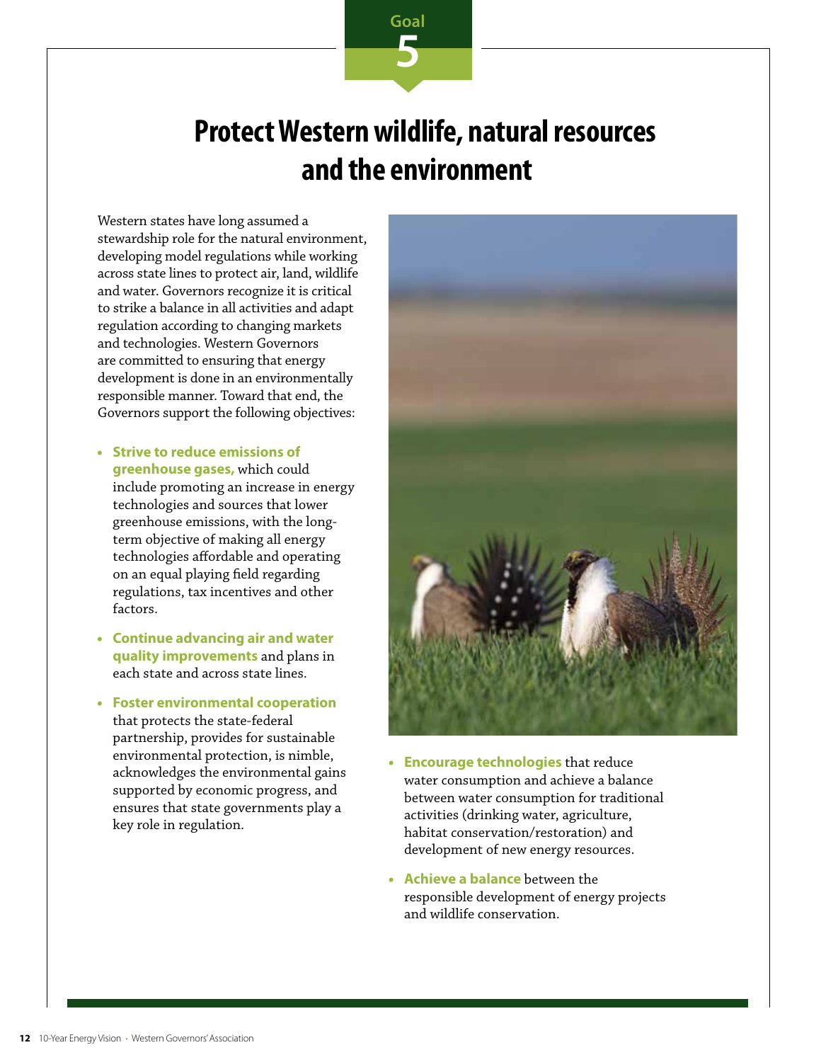Goal 5

# Protect Western wildlife, natural resources and the environment

Western states have long assumed a stewardship role for the natural environment, developing model regulations while working across state lines to protect air, land, wildlife and water. Governors recognize it is critical to strike a balance in all activities and adapt regulation according to changing markets and technologies. Western Governors are committed to ensuring that energy development is done in an environmentally responsible manner. Toward that end, the Governors support the following objectives:

- **Strive to reduce emissions of greenhouse gases,** which could include promoting an increase in energy technologies and sources that lower greenhouse emissions, with the long-term objective of making all energy technologies affordable and operating on an equal playing field regarding regulations, tax incentives and other factors.
- **Continue advancing air and water quality improvements** and plans in each state and across state lines.
- **Foster environmental cooperation** that protects the state-federal partnership, provides for sustainable environmental protection, is nimble, acknowledges the environmental gains supported by economic progress, and ensures that state governments play a key role in regulation.
- **Encourage technologies** that reduce water consumption and achieve a balance between water consumption for traditional activities (drinking water, agriculture, habitat conservation/restoration) and development of new energy resources.
- **Achieve a balance** between the responsible development of energy projects and wildlife conservation.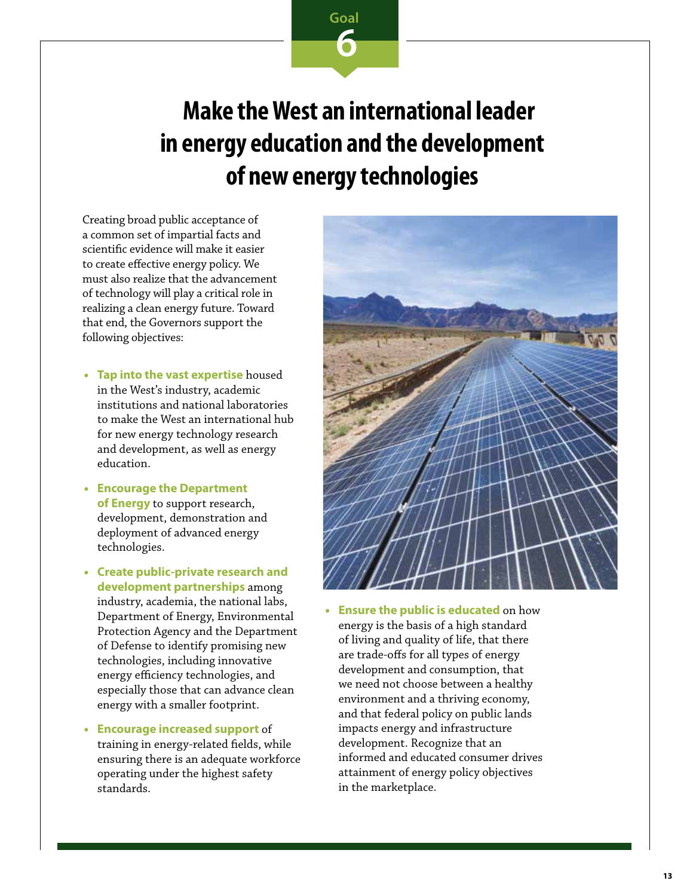Goal 6

# Make the West an international leader in energy education and the development of new energy technologies

Creating broad public acceptance of a common set of impartial facts and scientific evidence will make it easier to create effective energy policy. We must also realize that the advancement of technology will play a critical role in realizing a clean energy future. Toward that end, the Governors support the following objectives:

- **Tap into the vast expertise** housed in the West's industry, academic institutions and national laboratories to make the West an international hub for new energy technology research and development, as well as energy education.
- **Encourage the Department of Energy** to support research, development, demonstration and deployment of advanced energy technologies.
- **Create public-private research and development partnerships** among industry, academia, the national labs, Department of Energy, Environmental Protection Agency and the Department of Defense to identify promising new technologies, including innovative energy efficiency technologies, and especially those that can advance clean energy with a smaller footprint.
- **Encourage increased support** of training in energy-related fields, while ensuring there is an adequate workforce operating under the highest safety standards.
- **Ensure the public is educated** on how energy is the basis of a high standard of living and quality of life, that there are trade-offs for all types of energy development and consumption, that we need not choose between a healthy environment and a thriving economy, and that federal policy on public lands impacts energy and infrastructure development. Recognize that an informed and educated consumer drives attainment of energy policy objectives in the marketplace.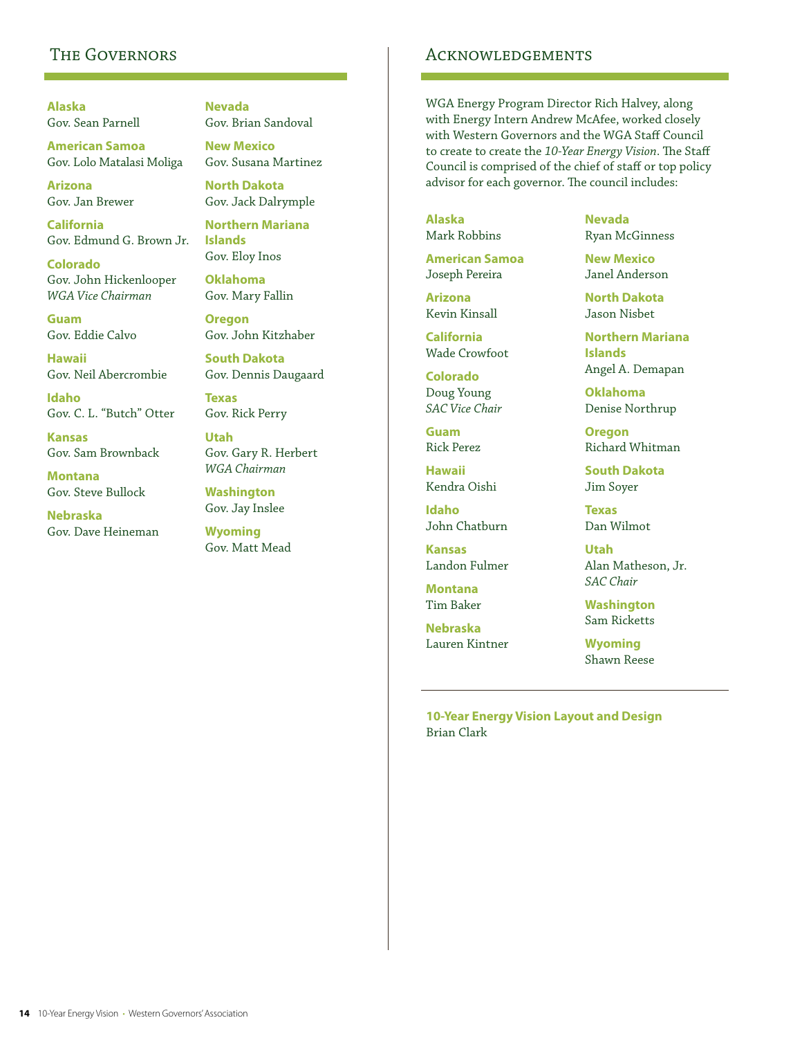## The Governors

**Alaska**
Gov. Sean Parnell

**American Samoa**
Gov. Lolo Matalasi Moliga

**Arizona**
Gov. Jan Brewer

**California**
Gov. Edmund G. Brown Jr.

**Colorado**
Gov. John Hickenlooper
*WGA Vice Chairman*

**Guam**
Gov. Eddie Calvo

**Hawaii**
Gov. Neil Abercrombie

**Idaho**
Gov. C. L. "Butch" Otter

**Kansas**
Gov. Sam Brownback

**Montana**
Gov. Steve Bullock

**Nebraska**
Gov. Dave Heineman

**Nevada**
Gov. Brian Sandoval

**New Mexico**
Gov. Susana Martinez

**North Dakota**
Gov. Jack Dalrymple

**Northern Mariana Islands**
Gov. Eloy Inos

**Oklahoma**
Gov. Mary Fallin

**Oregon**
Gov. John Kitzhaber

**South Dakota**
Gov. Dennis Daugaard

**Texas**
Gov. Rick Perry

**Utah**
Gov. Gary R. Herbert
*WGA Chairman*

**Washington**
Gov. Jay Inslee

**Wyoming**
Gov. Matt Mead

## Acknowledgements

WGA Energy Program Director Rich Halvey, along with Energy Intern Andrew McAfee, worked closely with Western Governors and the WGA Staff Council to create to create the *10-Year Energy Vision*. The Staff Council is comprised of the chief of staff or top policy advisor for each governor. The council includes:

**Alaska**
Mark Robbins

**American Samoa**
Joseph Pereira

**Arizona**
Kevin Kinsall

**California**
Wade Crowfoot

**Colorado**
Doug Young
*SAC Vice Chair*

**Guam**
Rick Perez

**Hawaii**
Kendra Oishi

**Idaho**
John Chatburn

**Kansas**
Landon Fulmer

**Montana**
Tim Baker

**Nebraska**
Lauren Kintner

**Nevada**
Ryan McGinness

**New Mexico**
Janel Anderson

**North Dakota**
Jason Nisbet

**Northern Mariana Islands**
Angel A. Demapan

**Oklahoma**
Denise Northrup

**Oregon**
Richard Whitman

**South Dakota**
Jim Soyer

**Texas**
Dan Wilmot

**Utah**
Alan Matheson, Jr.
*SAC Chair*

**Washington**
Sam Ricketts

**Wyoming**
Shawn Reese

---

**10-Year Energy Vision Layout and Design**
Brian Clark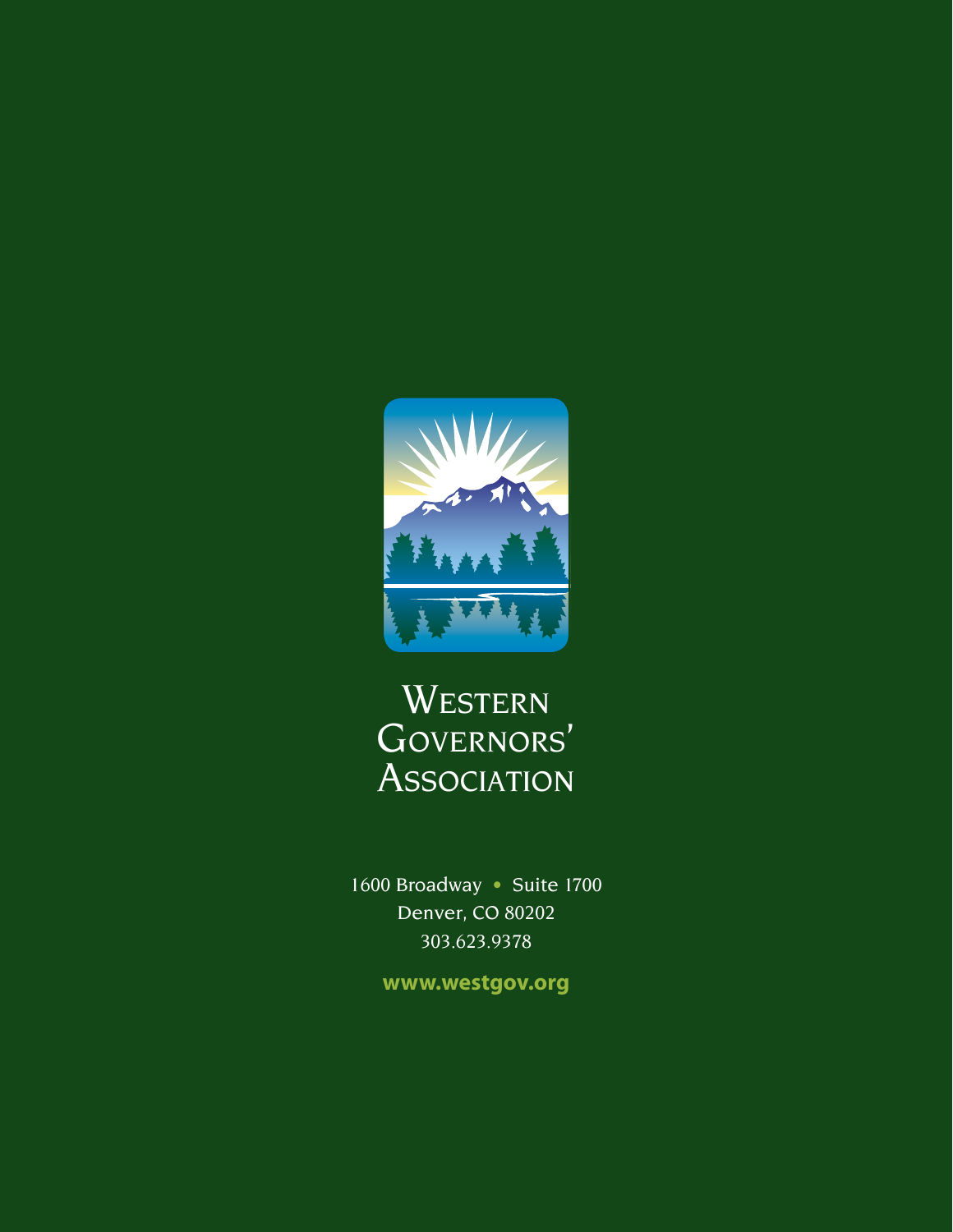Western Governors' Association

1600 Broadway • Suite 1700
Denver, CO 80202
303.623.9378

**www.westgov.org**